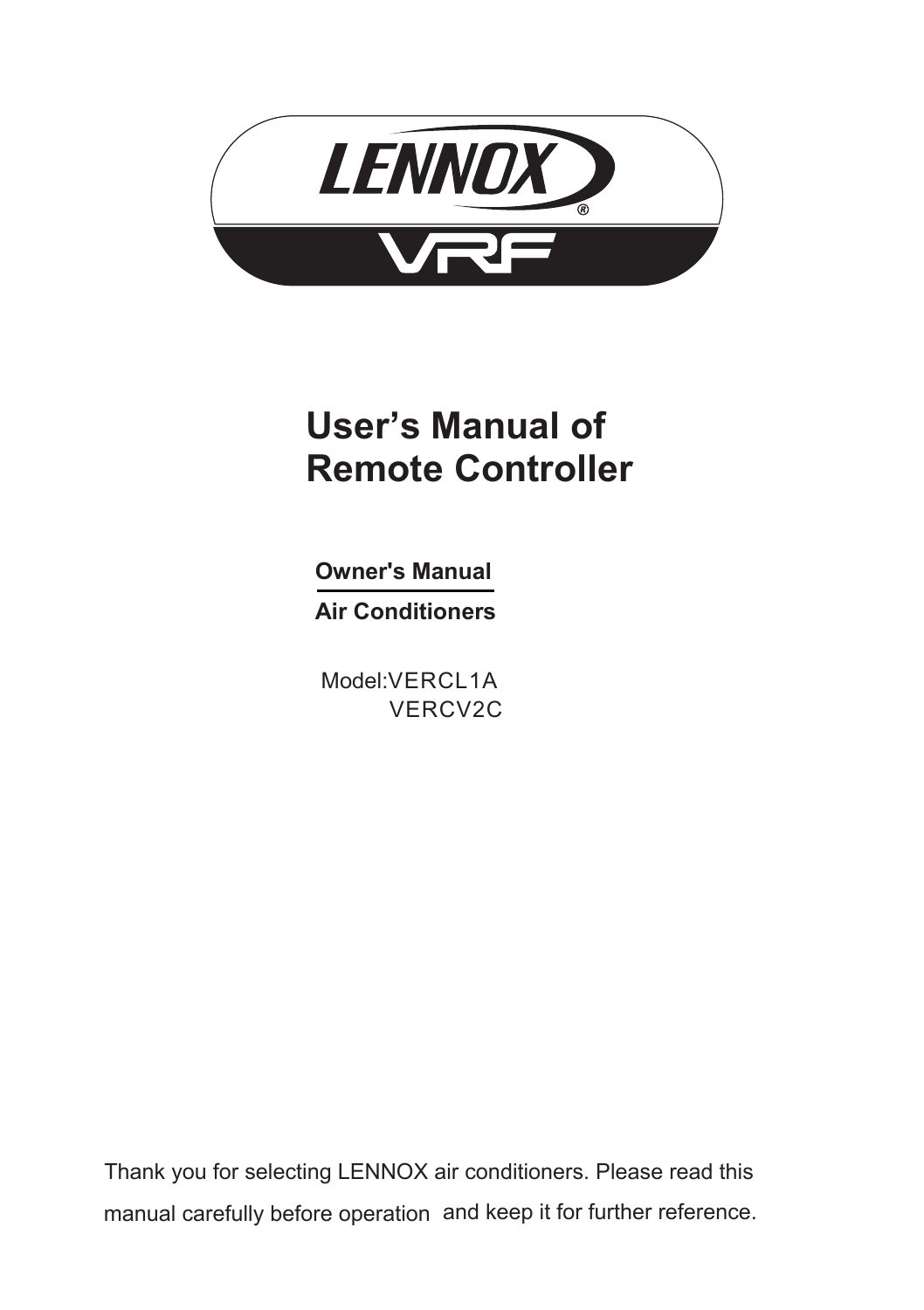LENNOX®

VRF

# User's Manual of Remote Controller

**Owner's Manual**

**Air Conditioners**

Model:VERCL1A
VERCV2C

Thank you for selecting LENNOX air conditioners. Please read this manual carefully before operation and keep it for further reference.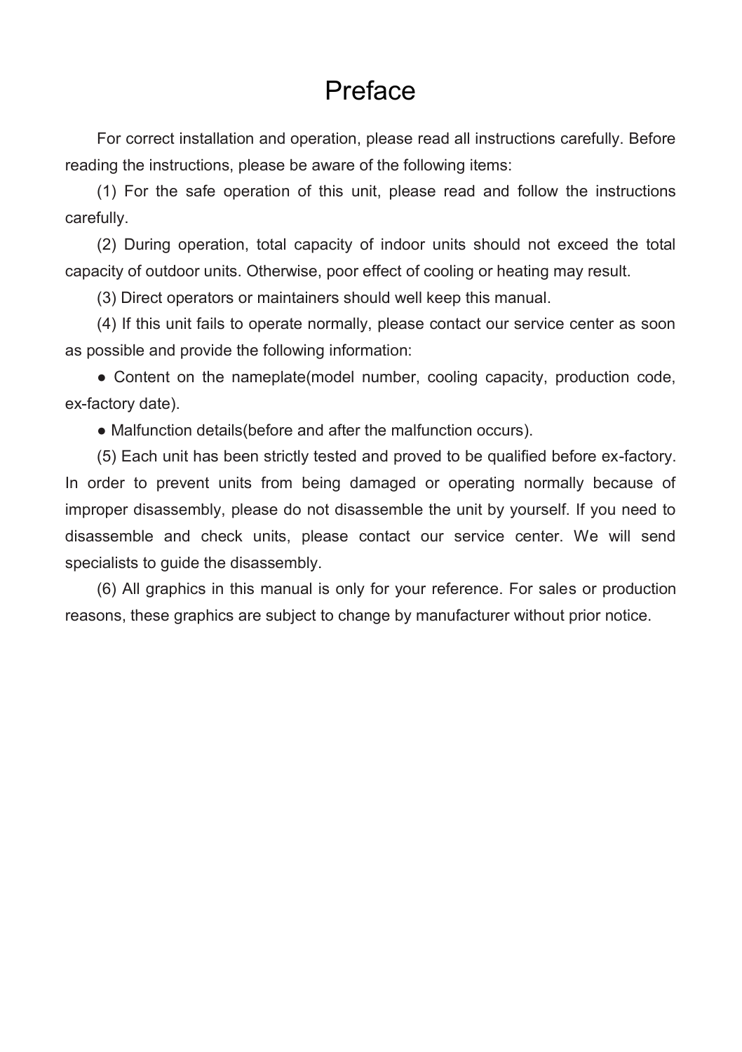# Preface

For correct installation and operation, please read all instructions carefully. Before reading the instructions, please be aware of the following items:

(1) For the safe operation of this unit, please read and follow the instructions carefully.

(2) During operation, total capacity of indoor units should not exceed the total capacity of outdoor units. Otherwise, poor effect of cooling or heating may result.

(3) Direct operators or maintainers should well keep this manual.

(4) If this unit fails to operate normally, please contact our service center as soon as possible and provide the following information:

● Content on the nameplate(model number, cooling capacity, production code, ex-factory date).

● Malfunction details(before and after the malfunction occurs).

(5) Each unit has been strictly tested and proved to be qualified before ex-factory. In order to prevent units from being damaged or operating normally because of improper disassembly, please do not disassemble the unit by yourself. If you need to disassemble and check units, please contact our service center. We will send specialists to guide the disassembly.

(6) All graphics in this manual is only for your reference. For sales or production reasons, these graphics are subject to change by manufacturer without prior notice.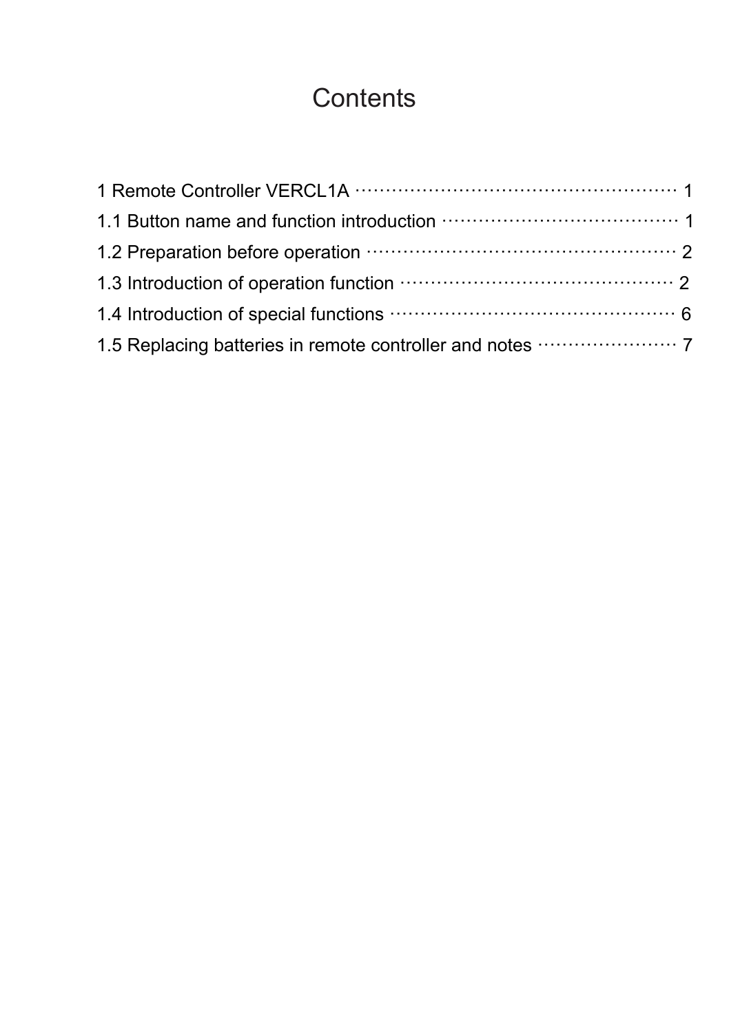# Contents

1 Remote Controller VERCL1A ········································ 1

1.1 Button name and function introduction ································ 1

1.2 Preparation before operation ········································ 2

1.3 Introduction of operation function ···································· 2

1.4 Introduction of special functions ···································· 6

1.5 Replacing batteries in remote controller and notes ··················· 7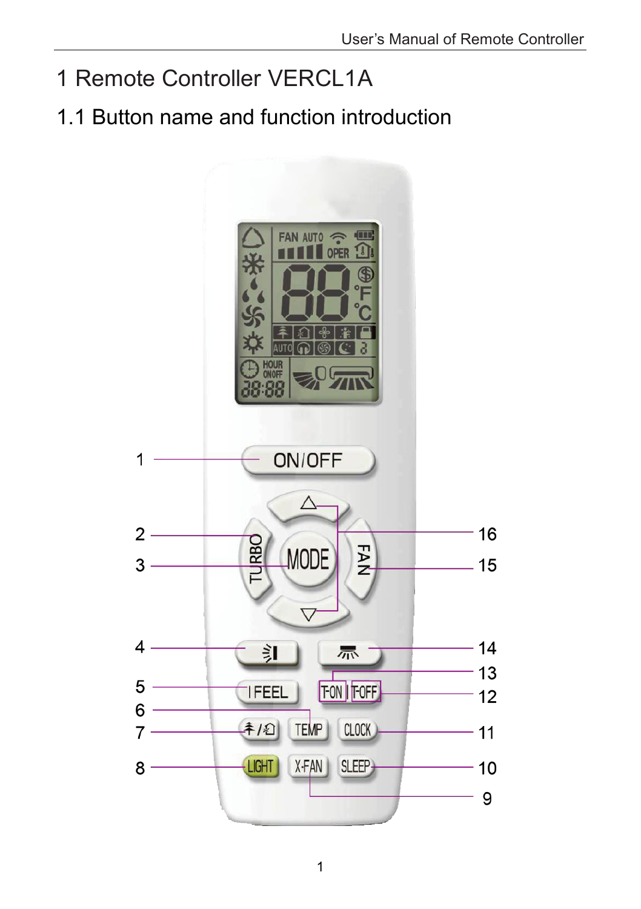# 1 Remote Controller VERCL1A

## 1.1 Button name and function introduction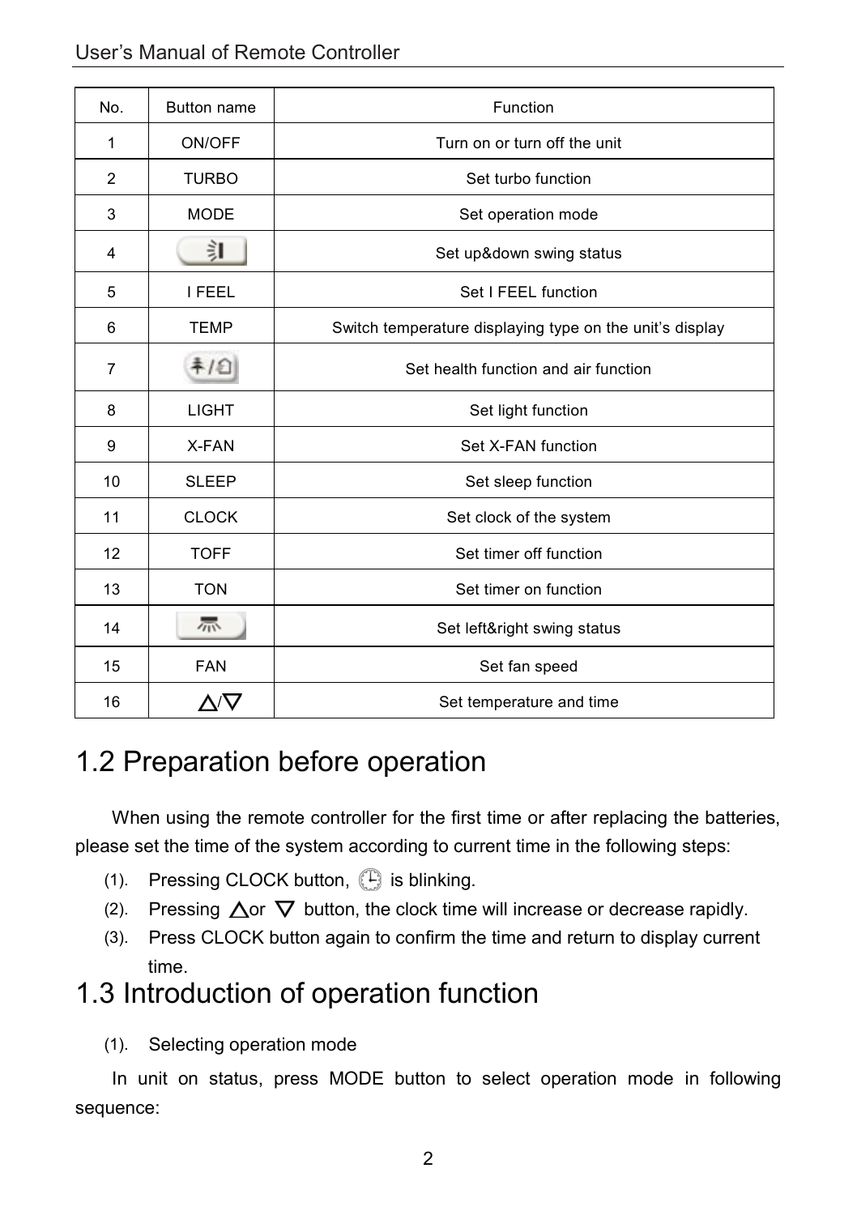| No. | Button name | Function |
|---|---|---|
| 1 | ON/OFF | Turn on or turn off the unit |
| 2 | TURBO | Set turbo function |
| 3 | MODE | Set operation mode |
| 4 | | Set up&down swing status |
| 5 | I FEEL | Set I FEEL function |
| 6 | TEMP | Switch temperature displaying type on the unit’s display |
| 7 | | Set health function and air function |
| 8 | LIGHT | Set light function |
| 9 | X-FAN | Set X-FAN function |
| 10 | SLEEP | Set sleep function |
| 11 | CLOCK | Set clock of the system |
| 12 | TOFF | Set timer off function |
| 13 | TON | Set timer on function |
| 14 | | Set left&right swing status |
| 15 | FAN | Set fan speed |
| 16 | △/▽ | Set temperature and time |

# 1.2 Preparation before operation

When using the remote controller for the first time or after replacing the batteries, please set the time of the system according to current time in the following steps:

(1). Pressing CLOCK button, is blinking.

(2). Pressing △or ▽ button, the clock time will increase or decrease rapidly.

(3). Press CLOCK button again to confirm the time and return to display current time.

# 1.3 Introduction of operation function

(1). Selecting operation mode

In unit on status, press MODE button to select operation mode in following sequence: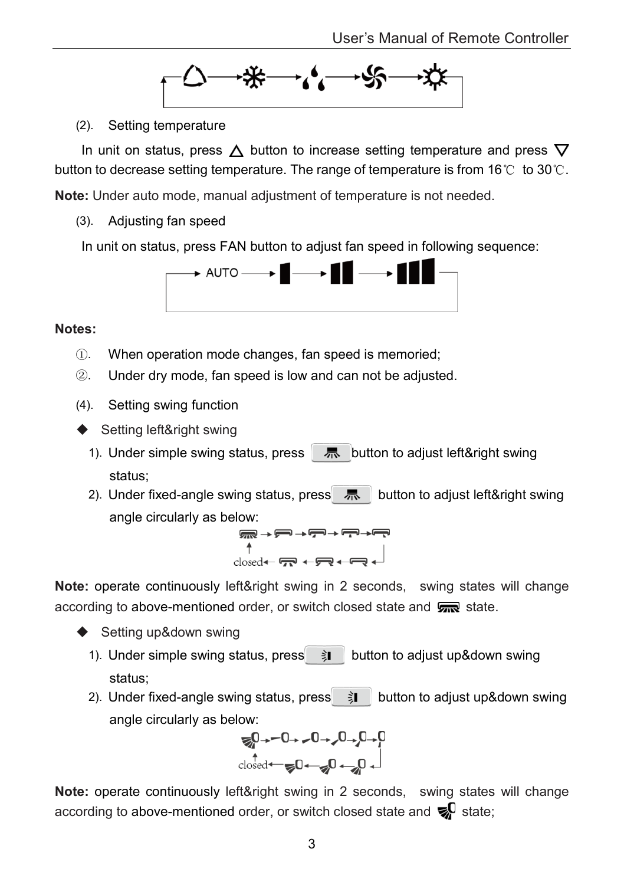(2). Setting temperature

In unit on status, press △ button to increase setting temperature and press ▽ button to decrease setting temperature. The range of temperature is from 16℃ to 30℃.

**Note:** Under auto mode, manual adjustment of temperature is not needed.

(3). Adjusting fan speed

In unit on status, press FAN button to adjust fan speed in following sequence:

AUTO → ▌ → ▌▌ → ▌▌▌

**Notes:**

①. When operation mode changes, fan speed is memoried;

②. Under dry mode, fan speed is low and can not be adjusted.

(4). Setting swing function

◆ Setting left&right swing

1). Under simple swing status, press button to adjust left&right swing status;

2). Under fixed-angle swing status, press button to adjust left&right swing angle circularly as below:

closed

**Note:** operate continuously left&right swing in 2 seconds, swing states will change according to above-mentioned order, or switch closed state and state.

◆ Setting up&down swing

1). Under simple swing status, press button to adjust up&down swing status;

2). Under fixed-angle swing status, press button to adjust up&down swing angle circularly as below:

closed

**Note:** operate continuously left&right swing in 2 seconds, swing states will change according to above-mentioned order, or switch closed state and state;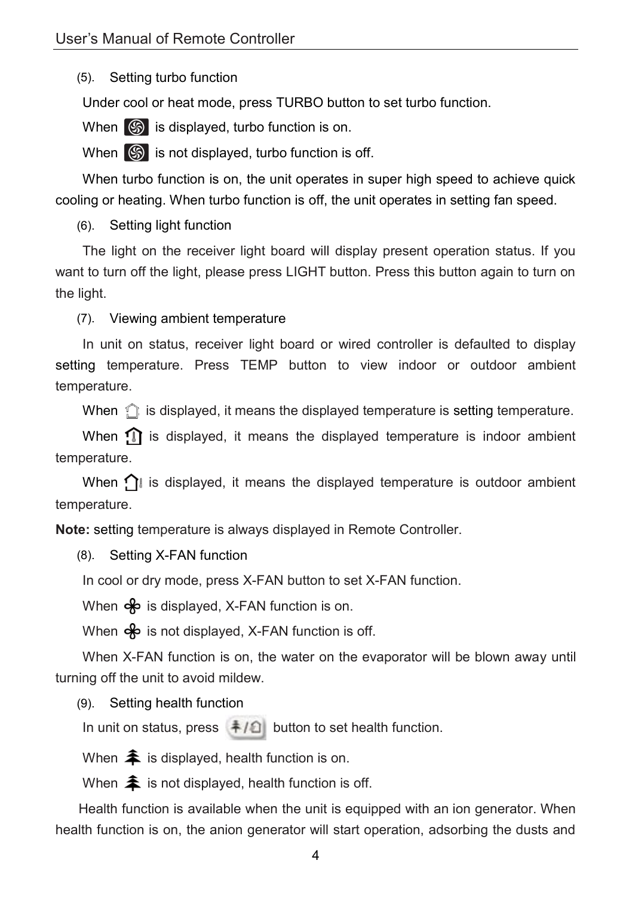(5). Setting turbo function

Under cool or heat mode, press TURBO button to set turbo function.

When  is displayed, turbo function is on.

When  is not displayed, turbo function is off.

When turbo function is on, the unit operates in super high speed to achieve quick cooling or heating. When turbo function is off, the unit operates in setting fan speed.

(6). Setting light function

The light on the receiver light board will display present operation status. If you want to turn off the light, please press LIGHT button. Press this button again to turn on the light.

(7). Viewing ambient temperature

In unit on status, receiver light board or wired controller is defaulted to display setting temperature. Press TEMP button to view indoor or outdoor ambient temperature.

When  is displayed, it means the displayed temperature is setting temperature.

When  is displayed, it means the displayed temperature is indoor ambient temperature.

When  is displayed, it means the displayed temperature is outdoor ambient temperature.

**Note:** setting temperature is always displayed in Remote Controller.

(8). Setting X-FAN function

In cool or dry mode, press X-FAN button to set X-FAN function.

When  is displayed, X-FAN function is on.

When  is not displayed, X-FAN function is off.

When X-FAN function is on, the water on the evaporator will be blown away until turning off the unit to avoid mildew.

(9). Setting health function

In unit on status, press  button to set health function.

When  is displayed, health function is on.

When  is not displayed, health function is off.

Health function is available when the unit is equipped with an ion generator. When health function is on, the anion generator will start operation, adsorbing the dusts and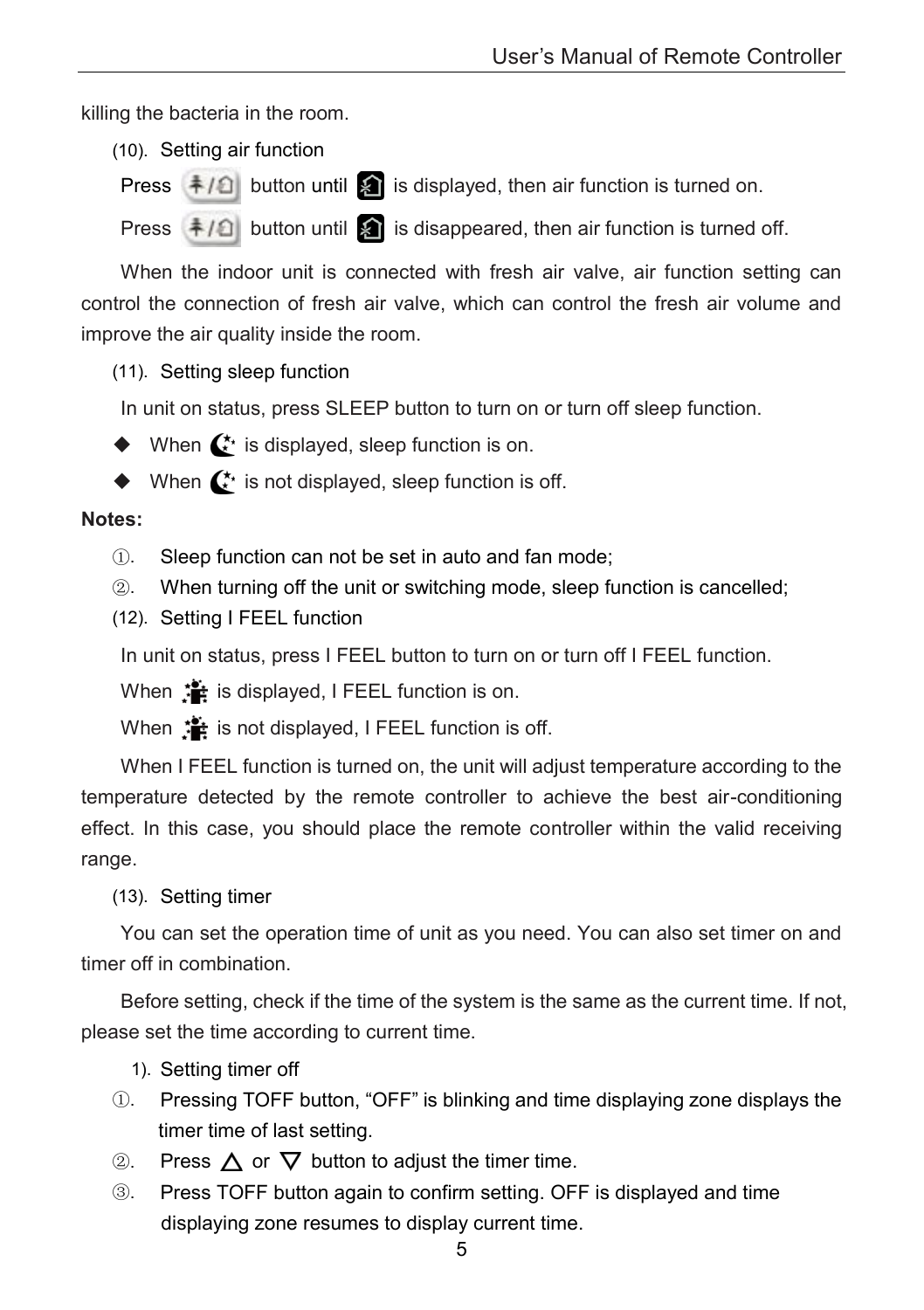killing the bacteria in the room.

(10). Setting air function

Press button until is displayed, then air function is turned on.

Press button until is disappeared, then air function is turned off.

When the indoor unit is connected with fresh air valve, air function setting can control the connection of fresh air valve, which can control the fresh air volume and improve the air quality inside the room.

(11). Setting sleep function

In unit on status, press SLEEP button to turn on or turn off sleep function.

- When is displayed, sleep function is on.
- When is not displayed, sleep function is off.

**Notes:**

①. Sleep function can not be set in auto and fan mode;

②. When turning off the unit or switching mode, sleep function is cancelled;

(12). Setting I FEEL function

In unit on status, press I FEEL button to turn on or turn off I FEEL function.

When is displayed, I FEEL function is on.

When is not displayed, I FEEL function is off.

When I FEEL function is turned on, the unit will adjust temperature according to the temperature detected by the remote controller to achieve the best air-conditioning effect. In this case, you should place the remote controller within the valid receiving range.

(13). Setting timer

You can set the operation time of unit as you need. You can also set timer on and timer off in combination.

Before setting, check if the time of the system is the same as the current time. If not, please set the time according to current time.

1). Setting timer off

①. Pressing TOFF button, "OFF" is blinking and time displaying zone displays the timer time of last setting.

②. Press △ or ▽ button to adjust the timer time.

③. Press TOFF button again to confirm setting. OFF is displayed and time displaying zone resumes to display current time.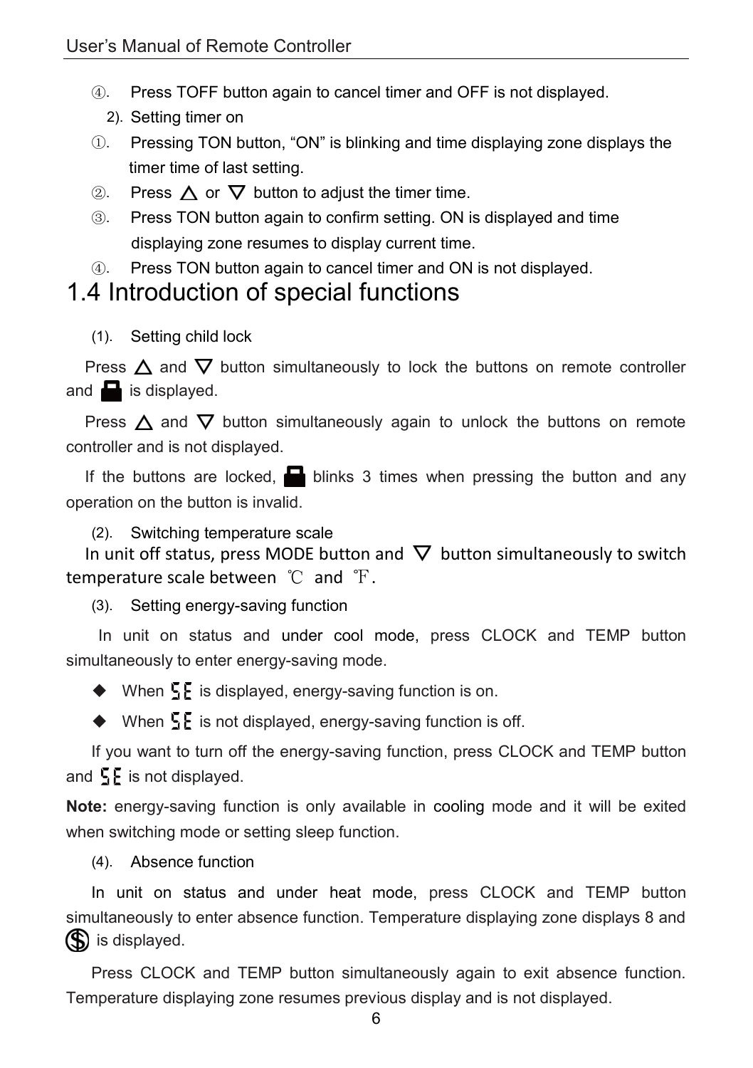④. Press TOFF button again to cancel timer and OFF is not displayed.

2). Setting timer on

①. Pressing TON button, "ON" is blinking and time displaying zone displays the timer time of last setting.

②. Press △ or ▽ button to adjust the timer time.

③. Press TON button again to confirm setting. ON is displayed and time displaying zone resumes to display current time.

④. Press TON button again to cancel timer and ON is not displayed.

# 1.4 Introduction of special functions

(1). Setting child lock

Press △ and ▽ button simultaneously to lock the buttons on remote controller and 🔒 is displayed.

Press △ and ▽ button simultaneously again to unlock the buttons on remote controller and is not displayed.

If the buttons are locked, 🔒 blinks 3 times when pressing the button and any operation on the button is invalid.

(2). Switching temperature scale

In unit off status, press MODE button and ▽ button simultaneously to switch temperature scale between ℃ and ℉.

(3). Setting energy-saving function

In unit on status and under cool mode, press CLOCK and TEMP button simultaneously to enter energy-saving mode.

- ◆ When SE is displayed, energy-saving function is on.
- ◆ When SE is not displayed, energy-saving function is off.

If you want to turn off the energy-saving function, press CLOCK and TEMP button and SE is not displayed.

**Note:** energy-saving function is only available in cooling mode and it will be exited when switching mode or setting sleep function.

(4). Absence function

In unit on status and under heat mode, press CLOCK and TEMP button simultaneously to enter absence function. Temperature displaying zone displays 8 and $ is displayed.

Press CLOCK and TEMP button simultaneously again to exit absence function. Temperature displaying zone resumes previous display and is not displayed.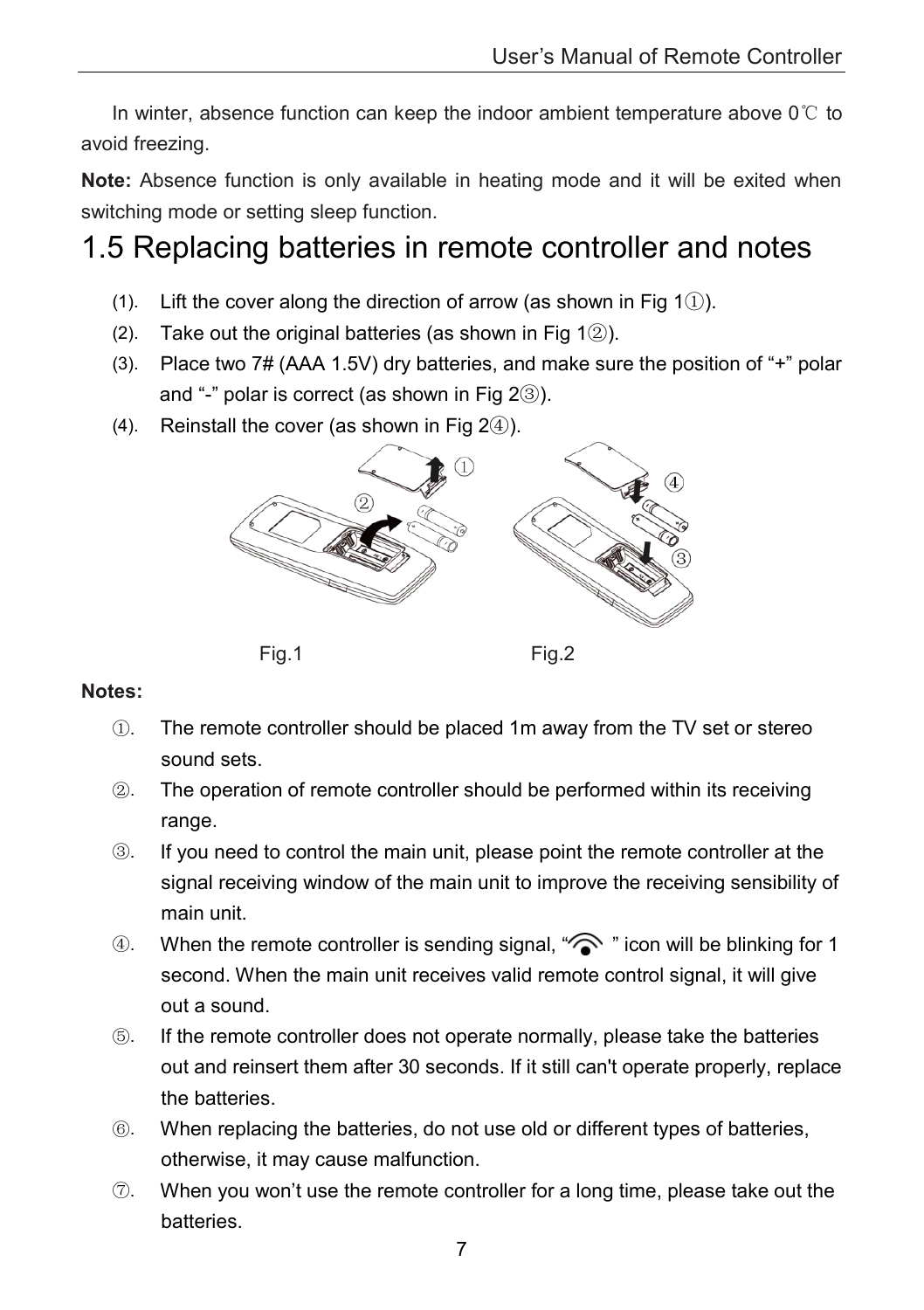In winter, absence function can keep the indoor ambient temperature above 0℃ to avoid freezing.

**Note:** Absence function is only available in heating mode and it will be exited when switching mode or setting sleep function.

## 1.5 Replacing batteries in remote controller and notes

(1). Lift the cover along the direction of arrow (as shown in Fig 1①).

(2). Take out the original batteries (as shown in Fig 1②).

(3). Place two 7# (AAA 1.5V) dry batteries, and make sure the position of "+" polar and "-" polar is correct (as shown in Fig 2③).

(4). Reinstall the cover (as shown in Fig 2④).

Fig.1 Fig.2

**Notes:**

①. The remote controller should be placed 1m away from the TV set or stereo sound sets.

②. The operation of remote controller should be performed within its receiving range.

③. If you need to control the main unit, please point the remote controller at the signal receiving window of the main unit to improve the receiving sensibility of main unit.

④. When the remote controller is sending signal, " " icon will be blinking for 1 second. When the main unit receives valid remote control signal, it will give out a sound.

⑤. If the remote controller does not operate normally, please take the batteries out and reinsert them after 30 seconds. If it still can't operate properly, replace the batteries.

⑥. When replacing the batteries, do not use old or different types of batteries, otherwise, it may cause malfunction.

⑦. When you won't use the remote controller for a long time, please take out the batteries.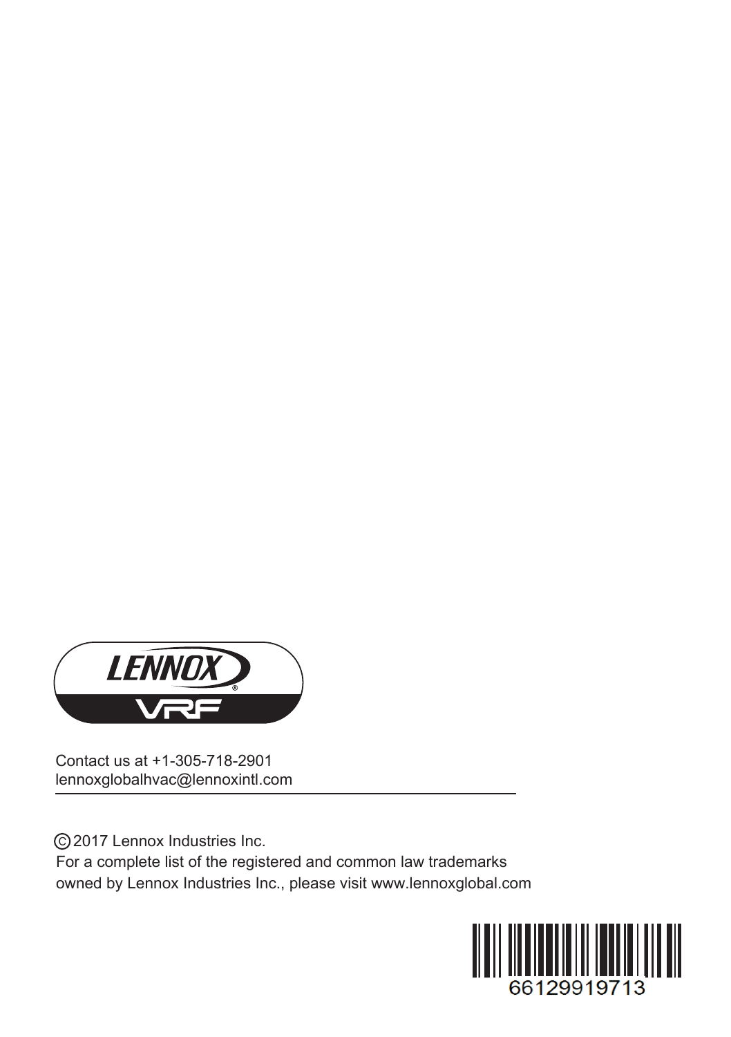LENNOX® VRF

Contact us at +1-305-718-2901
lennoxglobalhvac@lennoxintl.com

© 2017 Lennox Industries Inc.
For a complete list of the registered and common law trademarks owned by Lennox Industries Inc., please visit www.lennoxglobal.com

66129919713